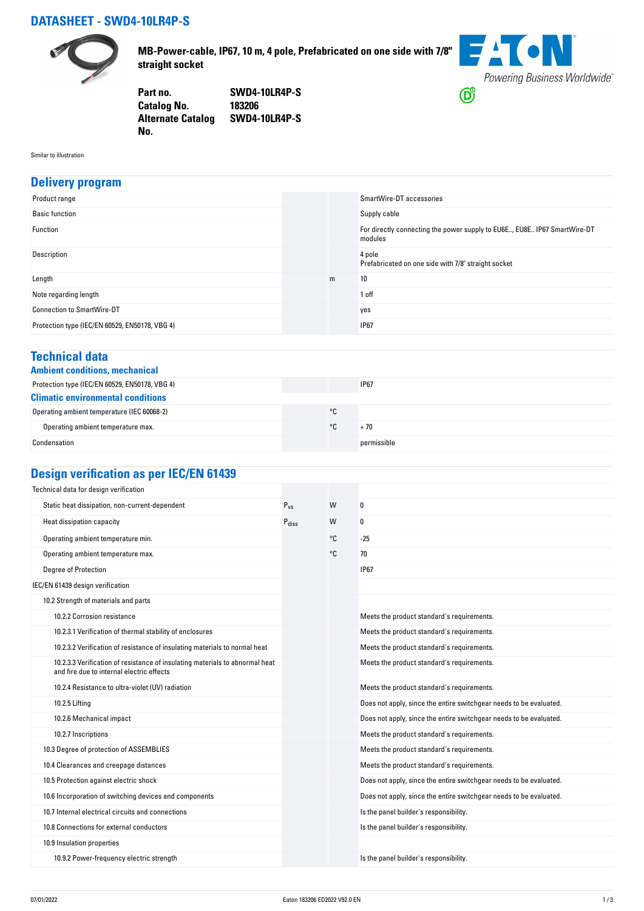# DATASHEET - SWD4-10LR4P-S

**MB-Power-cable, IP67, 10 m, 4 pole, Prefabricated on one side with 7/8" straight socket**

| | |
|---|---|
| **Part no.** | **SWD4-10LR4P-S** |
| **Catalog No.** | **183206** |
| **Alternate Catalog No.** | **SWD4-10LR4P-S** |

Similar to illustration

## Delivery program

| | | | |
|---|---|---|---|
| Product range | | | SmartWire-DT accessories |
| Basic function | | | Supply cable |
| Function | | | For directly connecting the power supply to EU6E.., EU8E.. IP67 SmartWire-DT modules |
| Description | | | 4 pole<br>Prefabricated on one side with 7/8" straight socket |
| Length | | m | 10 |
| Note regarding length | | | 1 off |
| Connection to SmartWire-DT | | | yes |
| Protection type (IEC/EN 60529, EN50178, VBG 4) | | | IP67 |

## Technical data

### Ambient conditions, mechanical

| | | | |
|---|---|---|---|
| Protection type (IEC/EN 60529, EN50178, VBG 4) | | | IP67 |

### Climatic environmental conditions

| | | | |
|---|---|---|---|
| Operating ambient temperature (IEC 60068-2) | | °C | |
| Operating ambient temperature max. | | °C | + 70 |
| Condensation | | | permissible |

## Design verification as per IEC/EN 61439

| | | | |
|---|---|---|---|
| Technical data for design verification | | | |
| Static heat dissipation, non-current-dependent | $P_{vs}$ | W | 0 |
| Heat dissipation capacity | $P_{diss}$ | W | 0 |
| Operating ambient temperature min. | | °C | -25 |
| Operating ambient temperature max. | | °C | 70 |
| Degree of Protection | | | IP67 |
| IEC/EN 61439 design verification | | | |
| 10.2 Strength of materials and parts | | | |
| 10.2.2 Corrosion resistance | | | Meets the product standard's requirements. |
| 10.2.3.1 Verification of thermal stability of enclosures | | | Meets the product standard's requirements. |
| 10.2.3.2 Verification of resistance of insulating materials to normal heat | | | Meets the product standard's requirements. |
| 10.2.3.3 Verification of resistance of insulating materials to abnormal heat and fire due to internal electric effects | | | Meets the product standard's requirements. |
| 10.2.4 Resistance to ultra-violet (UV) radiation | | | Meets the product standard's requirements. |
| 10.2.5 Lifting | | | Does not apply, since the entire switchgear needs to be evaluated. |
| 10.2.6 Mechanical impact | | | Does not apply, since the entire switchgear needs to be evaluated. |
| 10.2.7 Inscriptions | | | Meets the product standard's requirements. |
| 10.3 Degree of protection of ASSEMBLIES | | | Meets the product standard's requirements. |
| 10.4 Clearances and creepage distances | | | Meets the product standard's requirements. |
| 10.5 Protection against electric shock | | | Does not apply, since the entire switchgear needs to be evaluated. |
| 10.6 Incorporation of switching devices and components | | | Does not apply, since the entire switchgear needs to be evaluated. |
| 10.7 Internal electrical circuits and connections | | | Is the panel builder's responsibility. |
| 10.8 Connections for external conductors | | | Is the panel builder's responsibility. |
| 10.9 Insulation properties | | | |
| 10.9.2 Power-frequency electric strength | | | Is the panel builder's responsibility. |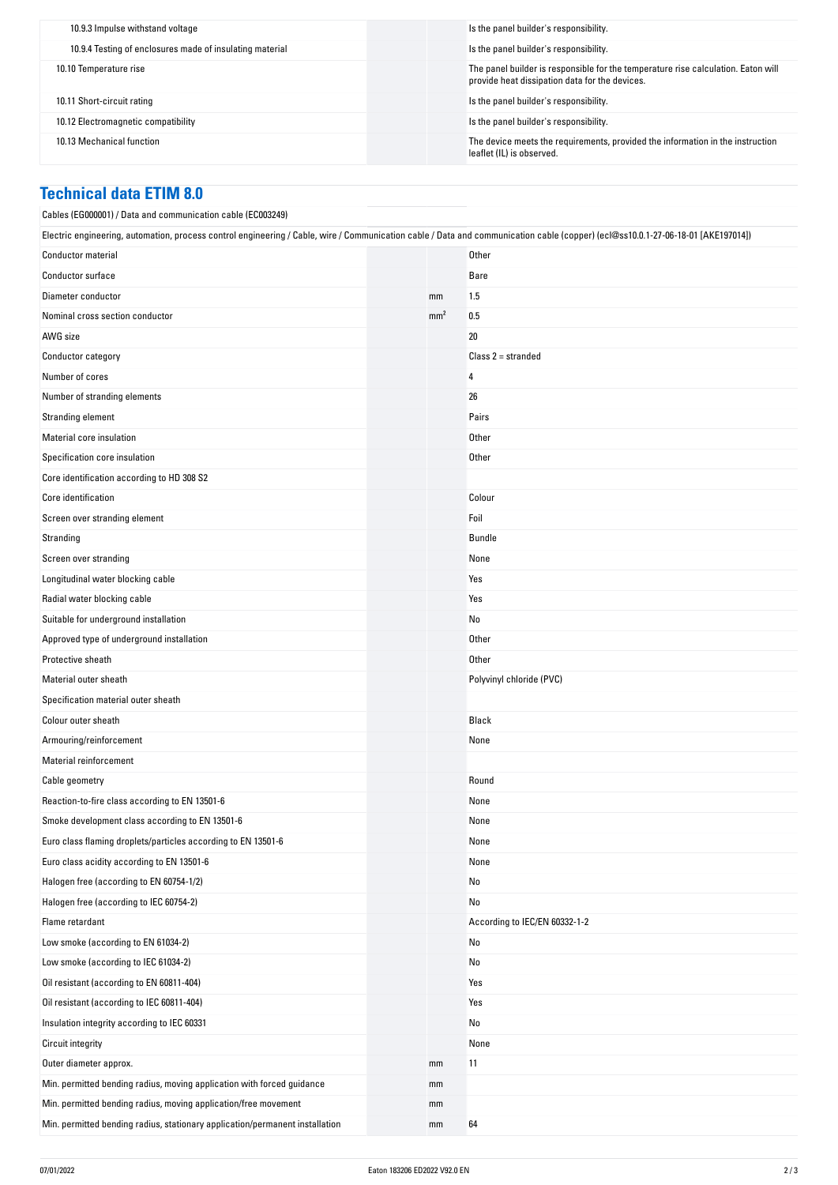| | | | |
|---|---|---|---|
| 10.9.3 Impulse withstand voltage | | | Is the panel builder's responsibility. |
| 10.9.4 Testing of enclosures made of insulating material | | | Is the panel builder's responsibility. |
| 10.10 Temperature rise | | | The panel builder is responsible for the temperature rise calculation. Eaton will provide heat dissipation data for the devices. |
| 10.11 Short-circuit rating | | | Is the panel builder's responsibility. |
| 10.12 Electromagnetic compatibility | | | Is the panel builder's responsibility. |
| 10.13 Mechanical function | | | The device meets the requirements, provided the information in the instruction leaflet (IL) is observed. |

## Technical data ETIM 8.0

Cables (EG000001) / Data and communication cable (EC003249)

Electric engineering, automation, process control engineering / Cable, wire / Communication cable / Data and communication cable (copper) (ecl@ss10.0.1-27-06-18-01 [AKE197014])

| | | | |
|---|---|---|---|
| Conductor material | | | Other |
| Conductor surface | | | Bare |
| Diameter conductor | | mm | 1.5 |
| Nominal cross section conductor | | $mm^2$ | 0.5 |
| AWG size | | | 20 |
| Conductor category | | | Class 2 = stranded |
| Number of cores | | | 4 |
| Number of stranding elements | | | 26 |
| Stranding element | | | Pairs |
| Material core insulation | | | Other |
| Specification core insulation | | | Other |
| Core identification according to HD 308 S2 | | | |
| Core identification | | | Colour |
| Screen over stranding element | | | Foil |
| Stranding | | | Bundle |
| Screen over stranding | | | None |
| Longitudinal water blocking cable | | | Yes |
| Radial water blocking cable | | | Yes |
| Suitable for underground installation | | | No |
| Approved type of underground installation | | | Other |
| Protective sheath | | | Other |
| Material outer sheath | | | Polyvinyl chloride (PVC) |
| Specification material outer sheath | | | |
| Colour outer sheath | | | Black |
| Armouring/reinforcement | | | None |
| Material reinforcement | | | |
| Cable geometry | | | Round |
| Reaction-to-fire class according to EN 13501-6 | | | None |
| Smoke development class according to EN 13501-6 | | | None |
| Euro class flaming droplets/particles according to EN 13501-6 | | | None |
| Euro class acidity according to EN 13501-6 | | | None |
| Halogen free (according to EN 60754-1/2) | | | No |
| Halogen free (according to IEC 60754-2) | | | No |
| Flame retardant | | | According to IEC/EN 60332-1-2 |
| Low smoke (according to EN 61034-2) | | | No |
| Low smoke (according to IEC 61034-2) | | | No |
| Oil resistant (according to EN 60811-404) | | | Yes |
| Oil resistant (according to IEC 60811-404) | | | Yes |
| Insulation integrity according to IEC 60331 | | | No |
| Circuit integrity | | | None |
| Outer diameter approx. | | mm | 11 |
| Min. permitted bending radius, moving application with forced guidance | | mm | |
| Min. permitted bending radius, moving application/free movement | | mm | |
| Min. permitted bending radius, stationary application/permanent installation | | mm | 64 |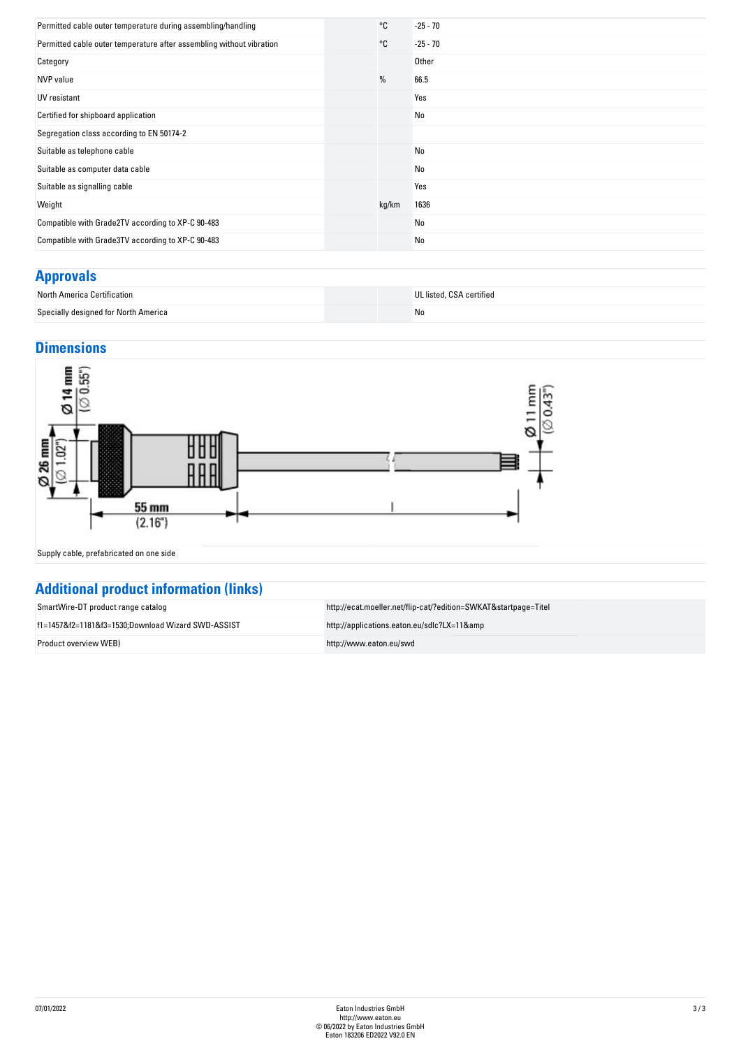| | | |
|---|---|---|
| Permitted cable outer temperature during assembling/handling | °C | -25 - 70 |
| Permitted cable outer temperature after assembling without vibration | °C | -25 - 70 |
| Category | | Other |
| NVP value | % | 66.5 |
| UV resistant | | Yes |
| Certified for shipboard application | | No |
| Segregation class according to EN 50174-2 | | |
| Suitable as telephone cable | | No |
| Suitable as computer data cable | | No |
| Suitable as signalling cable | | Yes |
| Weight | kg/km | 1636 |
| Compatible with Grade2TV according to XP-C 90-483 | | No |
| Compatible with Grade3TV according to XP-C 90-483 | | No |

## Approvals

| | | |
|---|---|---|
| North America Certification | | UL listed, CSA certified |
| Specially designed for North America | | No |

## Dimensions

Ø 14 mm
(Ø 0.55")
Ø 26 mm
(Ø 1.02")
55 mm
(2.16")
l
Ø 11 mm
(Ø 0.43")

Supply cable, prefabricated on one side

## Additional product information (links)

| | |
|---|---|
| SmartWire-DT product range catalog | http://ecat.moeller.net/flip-cat/?edition=SWKAT&startpage=Titel |
| f1=1457&f2=1181&f3=1530;Download Wizard SWD-ASSIST | http://applications.eaton.eu/sdlc?LX=11&amp |
| Product overview WEB) | http://www.eaton.eu/swd |